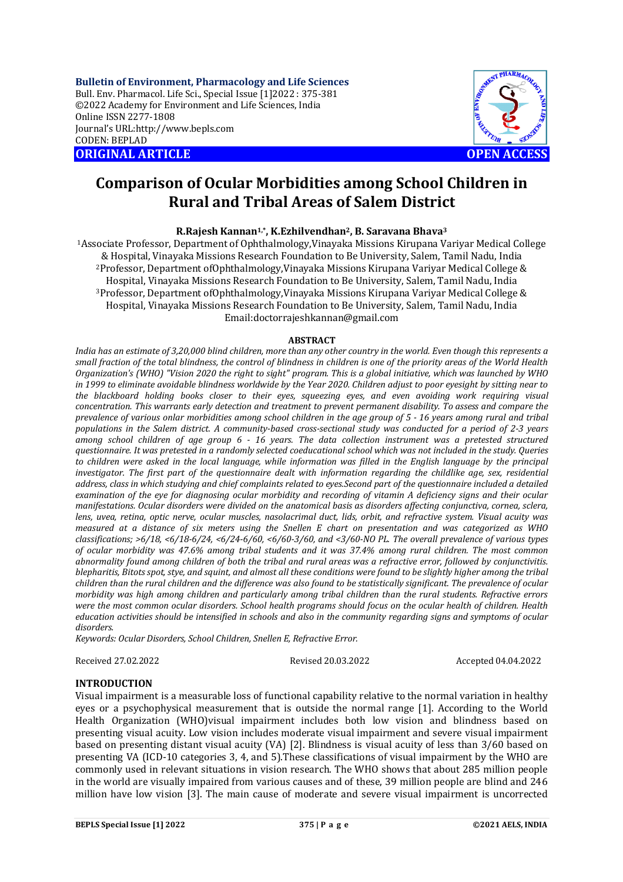**Bulletin of Environment, Pharmacology and Life Sciences**
Bull. Env. Pharmacol. Life Sci., Special Issue [1]2022 : 375-381
©2022 Academy for Environment and Life Sciences, India
Online ISSN 2277-1808
Journal's URL:http://www.bepls.com
CODEN: BEPLAD

**ORIGINAL ARTICLE** **OPEN ACCESS**

# Comparison of Ocular Morbidities among School Children in Rural and Tribal Areas of Salem District

**R.Rajesh Kannan[1,*], K.Ezhilvendhan[2], B. Saravana Bhava[3]**

[1]Associate Professor, Department of Ophthalmology,Vinayaka Missions Kirupana Variyar Medical College & Hospital, Vinayaka Missions Research Foundation to Be University, Salem, Tamil Nadu, India
[2]Professor, Department ofOphthalmology,Vinayaka Missions Kirupana Variyar Medical College & Hospital, Vinayaka Missions Research Foundation to Be University, Salem, Tamil Nadu, India
[3]Professor, Department ofOphthalmology,Vinayaka Missions Kirupana Variyar Medical College & Hospital, Vinayaka Missions Research Foundation to Be University, Salem, Tamil Nadu, India
Email:doctorrajeshkannan@gmail.com

## ABSTRACT

*India has an estimate of 3,20,000 blind children, more than any other country in the world. Even though this represents a small fraction of the total blindness, the control of blindness in children is one of the priority areas of the World Health Organization's (WHO) "Vision 2020 the right to sight" program. This is a global initiative, which was launched by WHO in 1999 to eliminate avoidable blindness worldwide by the Year 2020. Children adjust to poor eyesight by sitting near to the blackboard holding books closer to their eyes, squeezing eyes, and even avoiding work requiring visual concentration. This warrants early detection and treatment to prevent permanent disability. To assess and compare the prevalence of various onlar morbidities among school children in the age group of 5 - 16 years among rural and tribal populations in the Salem district. A community-based cross-sectional study was conducted for a period of 2-3 years among school children of age group 6 - 16 years. The data collection instrument was a pretested structured questionnaire. It was pretested in a randomly selected coeducational school which was not included in the study. Queries to children were asked in the local language, while information was filled in the English language by the principal investigator. The first part of the questionnaire dealt with information regarding the childlike age, sex, residential address, class in which studying and chief complaints related to eyes.Second part of the questionnaire included a detailed examination of the eye for diagnosing ocular morbidity and recording of vitamin A deficiency signs and their ocular manifestations. Ocular disorders were divided on the anatomical basis as disorders affecting conjunctiva, cornea, sclera, lens, uvea, retina, optic nerve, ocular muscles, nasolacrimal duct, lids, orbit, and refractive system. Visual acuity was measured at a distance of six meters using the Snellen E chart on presentation and was categorized as WHO classifications; >6/18, <6/18-6/24, <6/24-6/60, <6/60-3/60, and <3/60-NO PL. The overall prevalence of various types of ocular morbidity was 47.6% among tribal students and it was 37.4% among rural children. The most common abnormality found among children of both the tribal and rural areas was a refractive error, followed by conjunctivitis. blepharitis, Bitots spot, stye, and squint, and almost all these conditions were found to be slightly higher among the tribal children than the rural children and the difference was also found to be statistically significant. The prevalence of ocular morbidity was high among children and particularly among tribal children than the rural students. Refractive errors were the most common ocular disorders. School health programs should focus on the ocular health of children. Health education activities should be intensified in schools and also in the community regarding signs and symptoms of ocular disorders.*

*Keywords: Ocular Disorders, School Children, Snellen E, Refractive Error.*

Received 27.02.2022 Revised 20.03.2022 Accepted 04.04.2022

## INTRODUCTION

Visual impairment is a measurable loss of functional capability relative to the normal variation in healthy eyes or a psychophysical measurement that is outside the normal range [1]. According to the World Health Organization (WHO)visual impairment includes both low vision and blindness based on presenting visual acuity. Low vision includes moderate visual impairment and severe visual impairment based on presenting distant visual acuity (VA) [2]. Blindness is visual acuity of less than 3/60 based on presenting VA (ICD-10 categories 3, 4, and 5).These classifications of visual impairment by the WHO are commonly used in relevant situations in vision research. The WHO shows that about 285 million people in the world are visually impaired from various causes and of these, 39 million people are blind and 246 million have low vision [3]. The main cause of moderate and severe visual impairment is uncorrected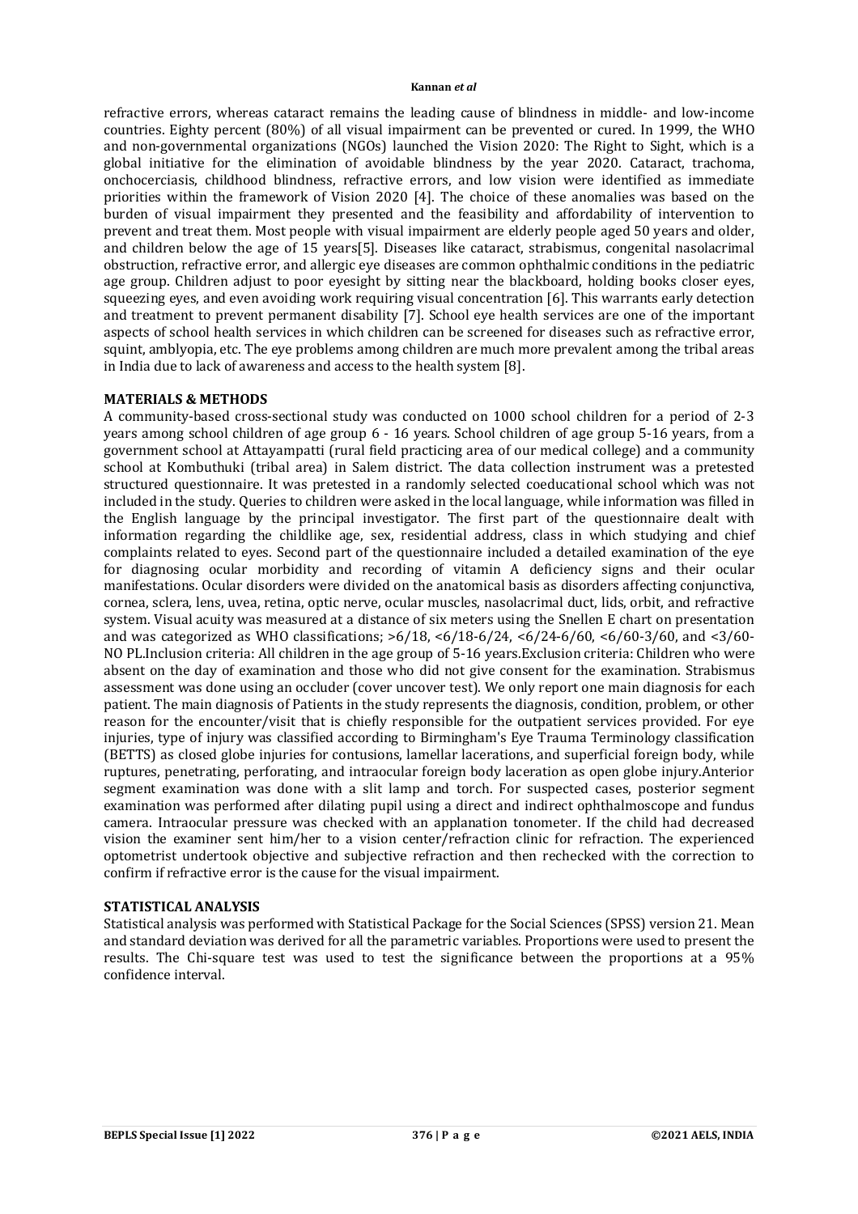refractive errors, whereas cataract remains the leading cause of blindness in middle- and low-income countries. Eighty percent (80%) of all visual impairment can be prevented or cured. In 1999, the WHO and non-governmental organizations (NGOs) launched the Vision 2020: The Right to Sight, which is a global initiative for the elimination of avoidable blindness by the year 2020. Cataract, trachoma, onchocerciasis, childhood blindness, refractive errors, and low vision were identified as immediate priorities within the framework of Vision 2020 [4]. The choice of these anomalies was based on the burden of visual impairment they presented and the feasibility and affordability of intervention to prevent and treat them. Most people with visual impairment are elderly people aged 50 years and older, and children below the age of 15 years[5]. Diseases like cataract, strabismus, congenital nasolacrimal obstruction, refractive error, and allergic eye diseases are common ophthalmic conditions in the pediatric age group. Children adjust to poor eyesight by sitting near the blackboard, holding books closer eyes, squeezing eyes, and even avoiding work requiring visual concentration [6]. This warrants early detection and treatment to prevent permanent disability [7]. School eye health services are one of the important aspects of school health services in which children can be screened for diseases such as refractive error, squint, amblyopia, etc. The eye problems among children are much more prevalent among the tribal areas in India due to lack of awareness and access to the health system [8].

## MATERIALS & METHODS

A community-based cross-sectional study was conducted on 1000 school children for a period of 2-3 years among school children of age group 6 - 16 years. School children of age group 5-16 years, from a government school at Attayampatti (rural field practicing area of our medical college) and a community school at Kombuthuki (tribal area) in Salem district. The data collection instrument was a pretested structured questionnaire. It was pretested in a randomly selected coeducational school which was not included in the study. Queries to children were asked in the local language, while information was filled in the English language by the principal investigator. The first part of the questionnaire dealt with information regarding the childlike age, sex, residential address, class in which studying and chief complaints related to eyes. Second part of the questionnaire included a detailed examination of the eye for diagnosing ocular morbidity and recording of vitamin A deficiency signs and their ocular manifestations. Ocular disorders were divided on the anatomical basis as disorders affecting conjunctiva, cornea, sclera, lens, uvea, retina, optic nerve, ocular muscles, nasolacrimal duct, lids, orbit, and refractive system. Visual acuity was measured at a distance of six meters using the Snellen E chart on presentation and was categorized as WHO classifications; >6/18, <6/18-6/24, <6/24-6/60, <6/60-3/60, and <3/60-NO PL.Inclusion criteria: All children in the age group of 5-16 years.Exclusion criteria: Children who were absent on the day of examination and those who did not give consent for the examination. Strabismus assessment was done using an occluder (cover uncover test). We only report one main diagnosis for each patient. The main diagnosis of Patients in the study represents the diagnosis, condition, problem, or other reason for the encounter/visit that is chiefly responsible for the outpatient services provided. For eye injuries, type of injury was classified according to Birmingham's Eye Trauma Terminology classification (BETTS) as closed globe injuries for contusions, lamellar lacerations, and superficial foreign body, while ruptures, penetrating, perforating, and intraocular foreign body laceration as open globe injury.Anterior segment examination was done with a slit lamp and torch. For suspected cases, posterior segment examination was performed after dilating pupil using a direct and indirect ophthalmoscope and fundus camera. Intraocular pressure was checked with an applanation tonometer. If the child had decreased vision the examiner sent him/her to a vision center/refraction clinic for refraction. The experienced optometrist undertook objective and subjective refraction and then rechecked with the correction to confirm if refractive error is the cause for the visual impairment.

## STATISTICAL ANALYSIS

Statistical analysis was performed with Statistical Package for the Social Sciences (SPSS) version 21. Mean and standard deviation was derived for all the parametric variables. Proportions were used to present the results. The Chi-square test was used to test the significance between the proportions at a 95% confidence interval.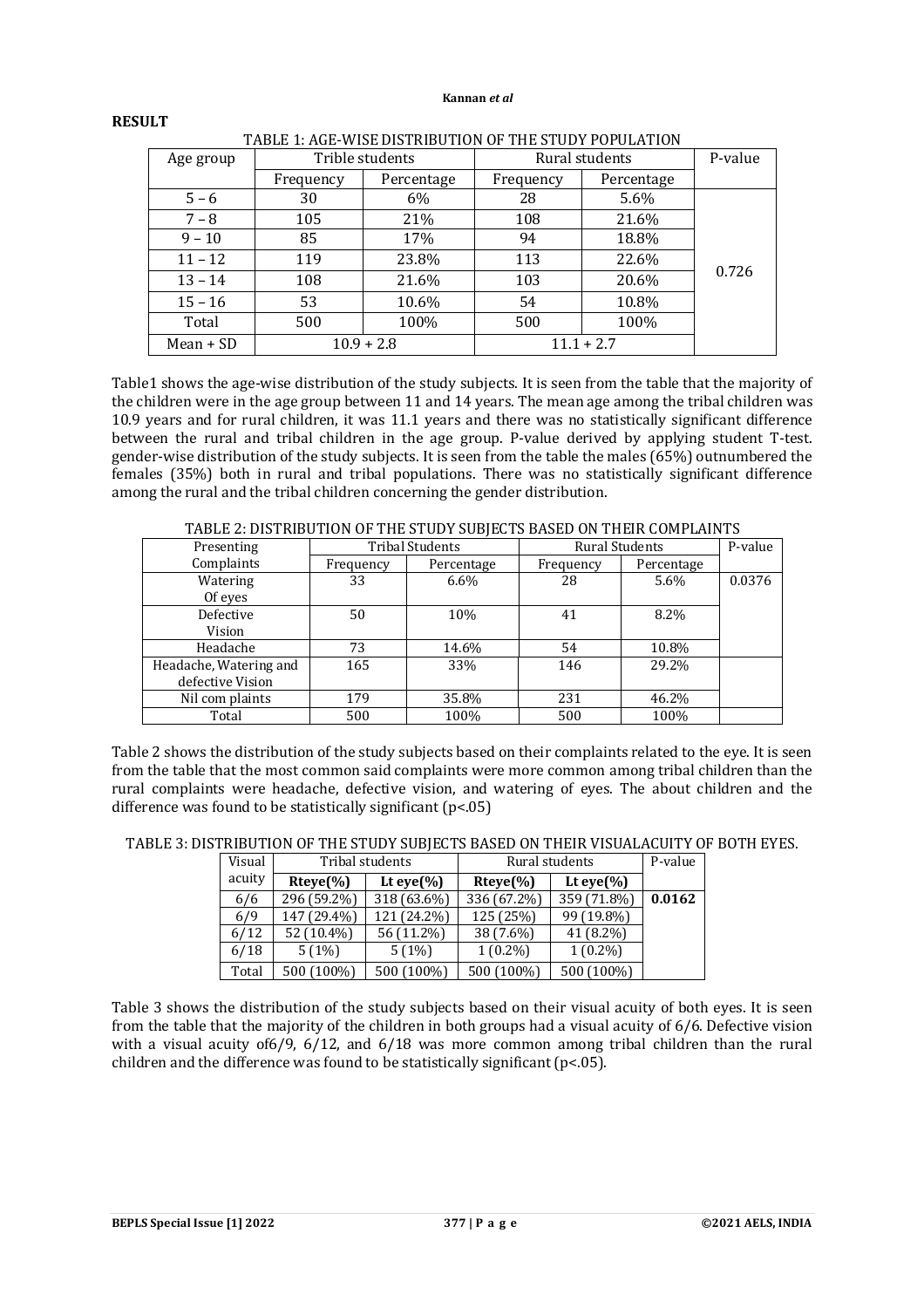## RESULT

TABLE 1: AGE-WISE DISTRIBUTION OF THE STUDY POPULATION

| Age group | Trible students | | Rural students | | P-value |
|---|---|---|---|---|---|
| | Frequency | Percentage | Frequency | Percentage | |
| 5 – 6 | 30 | 6% | 28 | 5.6% | 0.726 |
| 7 – 8 | 105 | 21% | 108 | 21.6% | |
| 9 – 10 | 85 | 17% | 94 | 18.8% | |
| 11 – 12 | 119 | 23.8% | 113 | 22.6% | |
| 13 – 14 | 108 | 21.6% | 103 | 20.6% | |
| 15 – 16 | 53 | 10.6% | 54 | 10.8% | |
| Total | 500 | 100% | 500 | 100% | |
| Mean + SD | 10.9 + 2.8 | | 11.1 + 2.7 | | |

Table1 shows the age-wise distribution of the study subjects. It is seen from the table that the majority of the children were in the age group between 11 and 14 years. The mean age among the tribal children was 10.9 years and for rural children, it was 11.1 years and there was no statistically significant difference between the rural and tribal children in the age group. P-value derived by applying student T-test. gender-wise distribution of the study subjects. It is seen from the table the males (65%) outnumbered the females (35%) both in rural and tribal populations. There was no statistically significant difference among the rural and the tribal children concerning the gender distribution.

TABLE 2: DISTRIBUTION OF THE STUDY SUBJECTS BASED ON THEIR COMPLAINTS

| Presenting Complaints | Tribal Students | | Rural Students | | P-value |
|---|---|---|---|---|---|
| | Frequency | Percentage | Frequency | Percentage | |
| Watering Of eyes | 33 | 6.6% | 28 | 5.6% | 0.0376 |
| Defective Vision | 50 | 10% | 41 | 8.2% | |
| Headache | 73 | 14.6% | 54 | 10.8% | |
| Headache, Watering and defective Vision | 165 | 33% | 146 | 29.2% | |
| Nil com plaints | 179 | 35.8% | 231 | 46.2% | |
| Total | 500 | 100% | 500 | 100% | |

Table 2 shows the distribution of the study subjects based on their complaints related to the eye. It is seen from the table that the most common said complaints were more common among tribal children than the rural complaints were headache, defective vision, and watering of eyes. The about children and the difference was found to be statistically significant ($p<.05$)

TABLE 3: DISTRIBUTION OF THE STUDY SUBJECTS BASED ON THEIR VISUALACUITY OF BOTH EYES.

| Visual acuity | Tribal students | | Rural students | | P-value |
|---|---|---|---|---|---|
| | **Rteye(%)** | **Lt eye(%)** | **Rteye(%)** | **Lt eye(%)** | |
| 6/6 | 296 (59.2%) | 318 (63.6%) | 336 (67.2%) | 359 (71.8%) | **0.0162** |
| 6/9 | 147 (29.4%) | 121 (24.2%) | 125 (25%) | 99 (19.8%) | |
| 6/12 | 52 (10.4%) | 56 (11.2%) | 38 (7.6%) | 41 (8.2%) | |
| 6/18 | 5 (1%) | 5 (1%) | 1 (0.2%) | 1 (0.2%) | |
| Total | 500 (100%) | 500 (100%) | 500 (100%) | 500 (100%) | |

Table 3 shows the distribution of the study subjects based on their visual acuity of both eyes. It is seen from the table that the majority of the children in both groups had a visual acuity of 6/6. Defective vision with a visual acuity of6/9, 6/12, and 6/18 was more common among tribal children than the rural children and the difference was found to be statistically significant ($p<.05$).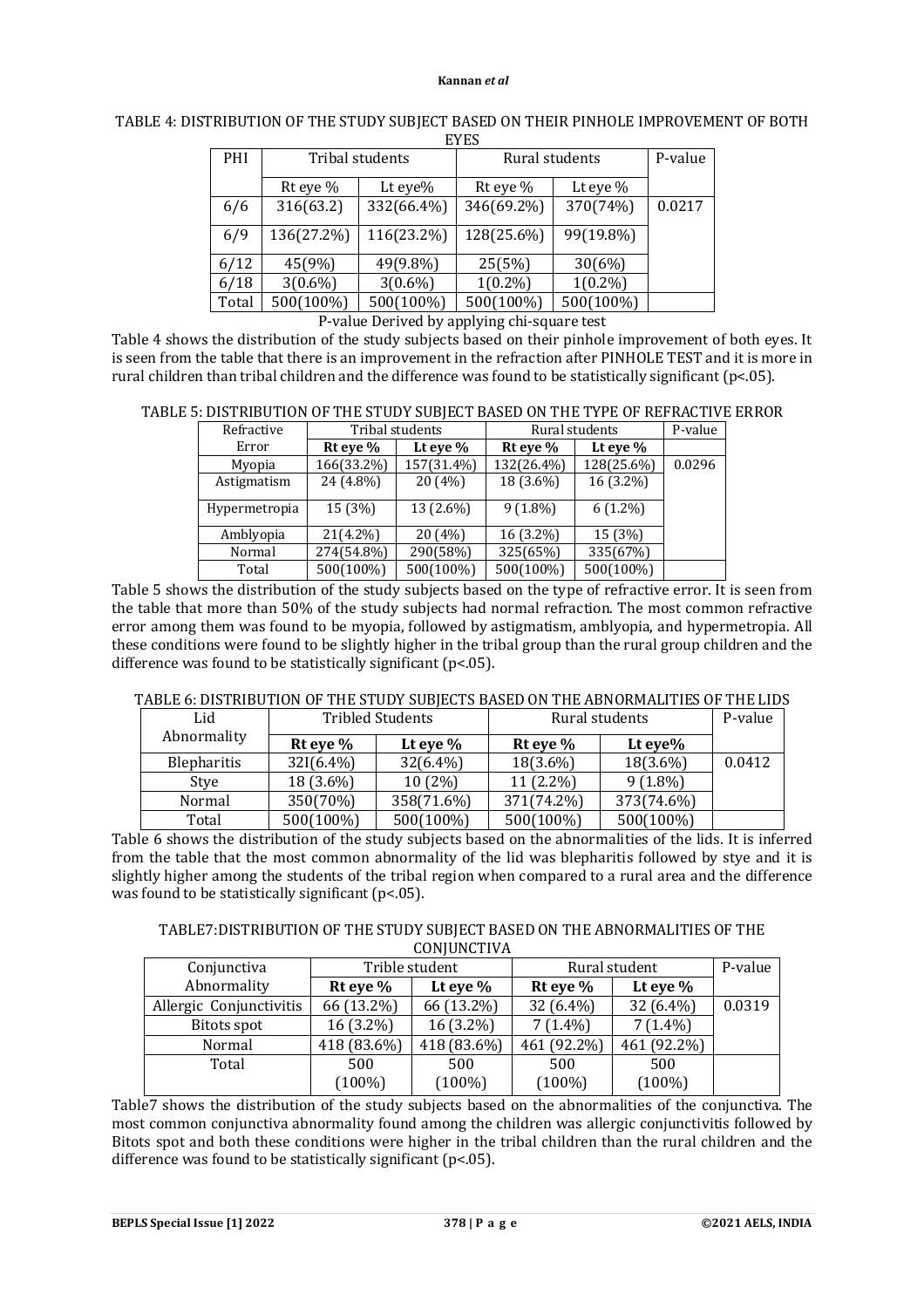TABLE 4: DISTRIBUTION OF THE STUDY SUBJECT BASED ON THEIR PINHOLE IMPROVEMENT OF BOTH EYES

| PHI | Tribal students | | Rural students | | P-value |
|---|---|---|---|---|---|
| | Rt eye % | Lt eye% | Rt eye % | Lt eye % | |
| 6/6 | 316(63.2) | 332(66.4%) | 346(69.2%) | 370(74%) | 0.0217 |
| 6/9 | 136(27.2%) | 116(23.2%) | 128(25.6%) | 99(19.8%) | |
| 6/12 | 45(9%) | 49(9.8%) | 25(5%) | 30(6%) | |
| 6/18 | 3(0.6%) | 3(0.6%) | 1(0.2%) | 1(0.2%) | |
| Total | 500(100%) | 500(100%) | 500(100%) | 500(100%) | |

P-value Derived by applying chi-square test

Table 4 shows the distribution of the study subjects based on their pinhole improvement of both eyes. It is seen from the table that there is an improvement in the refraction after PINHOLE TEST and it is more in rural children than tribal children and the difference was found to be statistically significant (p<.05).

TABLE 5: DISTRIBUTION OF THE STUDY SUBJECT BASED ON THE TYPE OF REFRACTIVE ERROR

| Refractive Error | Tribal students | | Rural students | | P-value |
|---|---|---|---|---|---|
| | **Rt eye %** | **Lt eye %** | **Rt eye %** | **Lt eye %** | |
| Myopia | 166(33.2%) | 157(31.4%) | 132(26.4%) | 128(25.6%) | 0.0296 |
| Astigmatism | 24 (4.8%) | 20 (4%) | 18 (3.6%) | 16 (3.2%) | |
| Hypermetropia | 15 (3%) | 13 (2.6%) | 9 (1.8%) | 6 (1.2%) | |
| Amblyopia | 21(4.2%) | 20 (4%) | 16 (3.2%) | 15 (3%) | |
| Normal | 274(54.8%) | 290(58%) | 325(65%) | 335(67%) | |
| Total | 500(100%) | 500(100%) | 500(100%) | 500(100%) | |

Table 5 shows the distribution of the study subjects based on the type of refractive error. It is seen from the table that more than 50% of the study subjects had normal refraction. The most common refractive error among them was found to be myopia, followed by astigmatism, amblyopia, and hypermetropia. All these conditions were found to be slightly higher in the tribal group than the rural group children and the difference was found to be statistically significant (p<.05).

TABLE 6: DISTRIBUTION OF THE STUDY SUBJECTS BASED ON THE ABNORMALITIES OF THE LIDS

| Lid Abnormality | Tribled Students | | Rural students | | P-value |
|---|---|---|---|---|---|
| | **Rt eye %** | **Lt eye %** | **Rt eye %** | **Lt eye%** | |
| Blepharitis | 32l(6.4%) | 32(6.4%) | 18(3.6%) | 18(3.6%) | 0.0412 |
| Stye | 18 (3.6%) | 10 (2%) | 11 (2.2%) | 9 (1.8%) | |
| Normal | 350(70%) | 358(71.6%) | 371(74.2%) | 373(74.6%) | |
| Total | 500(100%) | 500(100%) | 500(100%) | 500(100%) | |

Table 6 shows the distribution of the study subjects based on the abnormalities of the lids. It is inferred from the table that the most common abnormality of the lid was blepharitis followed by stye and it is slightly higher among the students of the tribal region when compared to a rural area and the difference was found to be statistically significant (p<.05).

TABLE7:DISTRIBUTION OF THE STUDY SUBJECT BASED ON THE ABNORMALITIES OF THE CONJUNCTIVA

| Conjunctiva Abnormality | Trible student | | Rural student | | P-value |
|---|---|---|---|---|---|
| | **Rt eye %** | **Lt eye %** | **Rt eye %** | **Lt eye %** | |
| Allergic Conjunctivitis | 66 (13.2%) | 66 (13.2%) | 32 (6.4%) | 32 (6.4%) | 0.0319 |
| Bitots spot | 16 (3.2%) | 16 (3.2%) | 7 (1.4%) | 7 (1.4%) | |
| Normal | 418 (83.6%) | 418 (83.6%) | 461 (92.2%) | 461 (92.2%) | |
| Total | 500 (100%) | 500 (100%) | 500 (100%) | 500 (100%) | |

Table7 shows the distribution of the study subjects based on the abnormalities of the conjunctiva. The most common conjunctiva abnormality found among the children was allergic conjunctivitis followed by Bitots spot and both these conditions were higher in the tribal children than the rural children and the difference was found to be statistically significant (p<.05).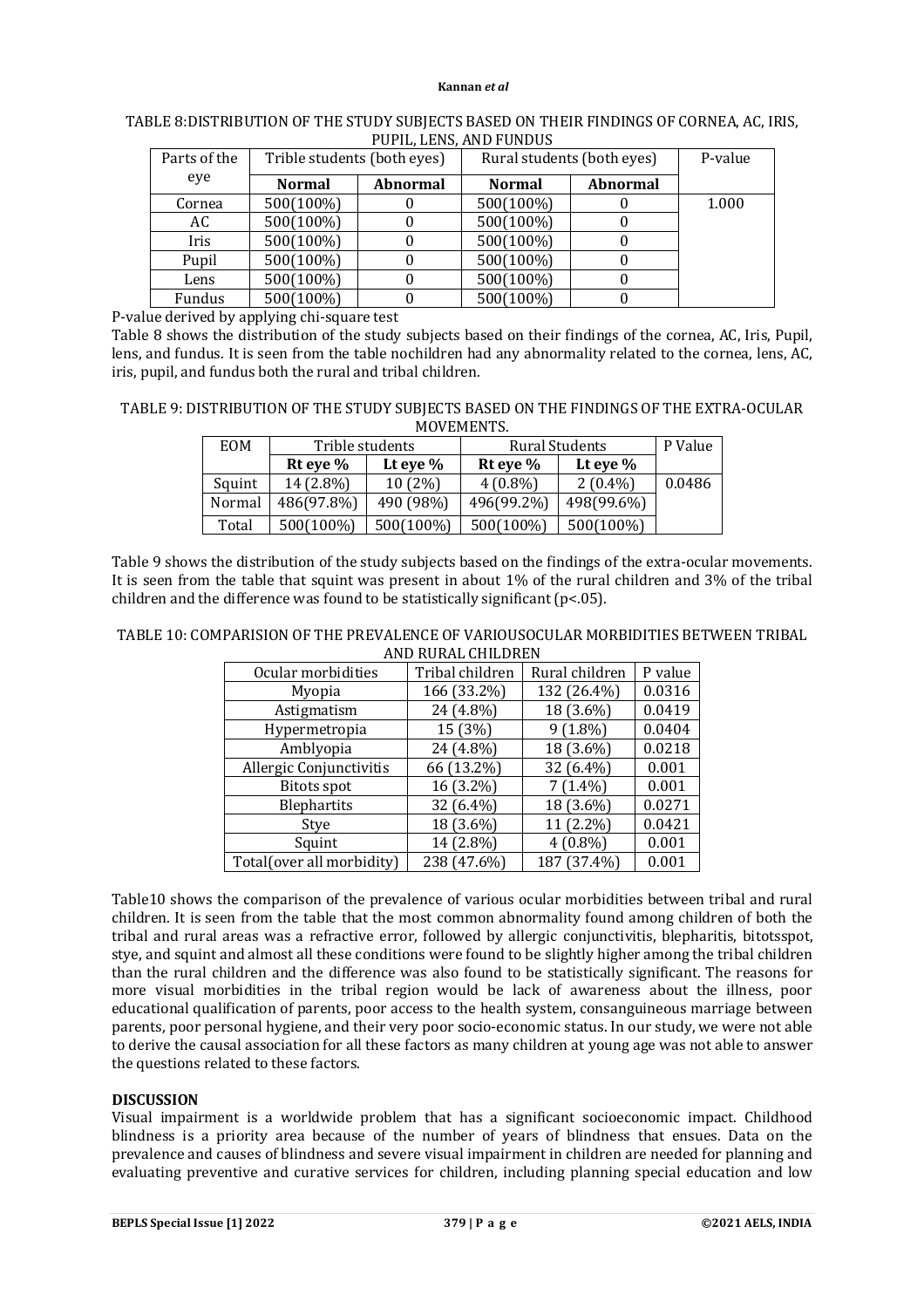TABLE 8:DISTRIBUTION OF THE STUDY SUBJECTS BASED ON THEIR FINDINGS OF CORNEA, AC, IRIS, PUPIL, LENS, AND FUNDUS

| Parts of the eye | Trible students (both eyes) | | Rural students (both eyes) | | P-value |
|---|---|---|---|---|---|
| | **Normal** | **Abnormal** | **Normal** | **Abnormal** | |
| Cornea | 500(100%) | 0 | 500(100%) | 0 | 1.000 |
| AC | 500(100%) | 0 | 500(100%) | 0 | |
| Iris | 500(100%) | 0 | 500(100%) | 0 | |
| Pupil | 500(100%) | 0 | 500(100%) | 0 | |
| Lens | 500(100%) | 0 | 500(100%) | 0 | |
| Fundus | 500(100%) | 0 | 500(100%) | 0 | |

P-value derived by applying chi-square test

Table 8 shows the distribution of the study subjects based on their findings of the cornea, AC, Iris, Pupil, lens, and fundus. It is seen from the table nochildren had any abnormality related to the cornea, lens, AC, iris, pupil, and fundus both the rural and tribal children.

TABLE 9: DISTRIBUTION OF THE STUDY SUBJECTS BASED ON THE FINDINGS OF THE EXTRA-OCULAR MOVEMENTS.

| EOM | Trible students | | Rural Students | | P Value |
|---|---|---|---|---|---|
| | **Rt eye %** | **Lt eye %** | **Rt eye %** | **Lt eye %** | |
| Squint | 14 (2.8%) | 10 (2%) | 4 (0.8%) | 2 (0.4%) | 0.0486 |
| Normal | 486(97.8%) | 490 (98%) | 496(99.2%) | 498(99.6%) | |
| Total | 500(100%) | 500(100%) | 500(100%) | 500(100%) | |

Table 9 shows the distribution of the study subjects based on the findings of the extra-ocular movements. It is seen from the table that squint was present in about 1% of the rural children and 3% of the tribal children and the difference was found to be statistically significant ($p<.05$).

TABLE 10: COMPARISION OF THE PREVALENCE OF VARIOUSOCULAR MORBIDITIES BETWEEN TRIBAL AND RURAL CHILDREN

| Ocular morbidities | Tribal children | Rural children | P value |
|---|---|---|---|
| Myopia | 166 (33.2%) | 132 (26.4%) | 0.0316 |
| Astigmatism | 24 (4.8%) | 18 (3.6%) | 0.0419 |
| Hypermetropia | 15 (3%) | 9 (1.8%) | 0.0404 |
| Amblyopia | 24 (4.8%) | 18 (3.6%) | 0.0218 |
| Allergic Conjunctivitis | 66 (13.2%) | 32 (6.4%) | 0.001 |
| Bitots spot | 16 (3.2%) | 7 (1.4%) | 0.001 |
| Blephartits | 32 (6.4%) | 18 (3.6%) | 0.0271 |
| Stye | 18 (3.6%) | 11 (2.2%) | 0.0421 |
| Squint | 14 (2.8%) | 4 (0.8%) | 0.001 |
| Total(over all morbidity) | 238 (47.6%) | 187 (37.4%) | 0.001 |

Table10 shows the comparison of the prevalence of various ocular morbidities between tribal and rural children. It is seen from the table that the most common abnormality found among children of both the tribal and rural areas was a refractive error, followed by allergic conjunctivitis, blepharitis, bitotsspot, stye, and squint and almost all these conditions were found to be slightly higher among the tribal children than the rural children and the difference was also found to be statistically significant. The reasons for more visual morbidities in the tribal region would be lack of awareness about the illness, poor educational qualification of parents, poor access to the health system, consanguineous marriage between parents, poor personal hygiene, and their very poor socio-economic status. In our study, we were not able to derive the causal association for all these factors as many children at young age was not able to answer the questions related to these factors.

## DISCUSSION

Visual impairment is a worldwide problem that has a significant socioeconomic impact. Childhood blindness is a priority area because of the number of years of blindness that ensues. Data on the prevalence and causes of blindness and severe visual impairment in children are needed for planning and evaluating preventive and curative services for children, including planning special education and low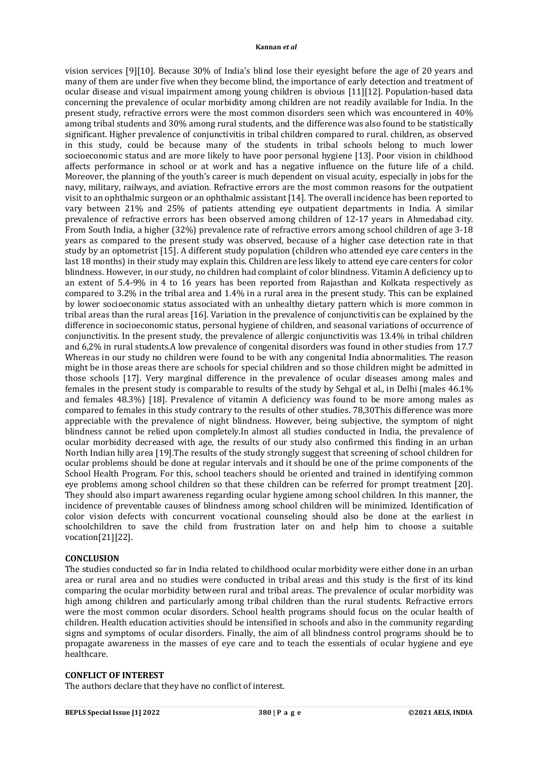vision services [9][10]. Because 30% of India's blind lose their eyesight before the age of 20 years and many of them are under five when they become blind, the importance of early detection and treatment of ocular disease and visual impairment among young children is obvious [11][12]. Population-based data concerning the prevalence of ocular morbidity among children are not readily available for India. In the present study, refractive errors were the most common disorders seen which was encountered in 40% among tribal students and 30% among rural students, and the difference was also found to be statistically significant. Higher prevalence of conjunctivitis in tribal children compared to rural. children, as observed in this study, could be because many of the students in tribal schools belong to much lower socioeconomic status and are more likely to have poor personal hygiene [13]. Poor vision in childhood affects performance in school or at work and has a negative influence on the future life of a child. Moreover, the planning of the youth's career is much dependent on visual acuity, especially in jobs for the navy, military, railways, and aviation. Refractive errors are the most common reasons for the outpatient visit to an ophthalmic surgeon or an ophthalmic assistant [14]. The overall incidence has been reported to vary between 21% and 25% of patients attending eye outpatient departments in India. A similar prevalence of refractive errors has been observed among children of 12-17 years in Ahmedabad city. From South India, a higher (32%) prevalence rate of refractive errors among school children of age 3-18 years as compared to the present study was observed, because of a higher case detection rate in that study by an optometrist [15]. A different study population (children who attended eye care centers in the last 18 months) in their study may explain this. Children are less likely to attend eye care centers for color blindness. However, in our study, no children had complaint of color blindness. Vitamin A deficiency up to an extent of 5.4-9% in 4 to 16 years has been reported from Rajasthan and Kolkata respectively as compared to 3.2% in the tribal area and 1.4% in a rural area in the present study. This can be explained by lower socioeconomic status associated with an unhealthy dietary pattern which is more common in tribal areas than the rural areas [16]. Variation in the prevalence of conjunctivitis can be explained by the difference in socioeconomic status, personal hygiene of children, and seasonal variations of occurrence of conjunctivitis. In the present study, the prevalence of allergic conjunctivitis was 13.4% in tribal children and 6,2% in rural students.A low prevalence of congenital disorders was found in other studies from 17.7 Whereas in our study no children were found to be with any congenital India abnormalities. The reason might be in those areas there are schools for special children and so those children might be admitted in those schools [17]. Very marginal difference in the prevalence of ocular diseases among males and females in the present study is comparable to results of the study by Sehgal et al., in Delhi (males 46.1% and females 48.3%) [18]. Prevalence of vitamin A deficiency was found to be more among males as compared to females in this study contrary to the results of other studies. 78,30This difference was more appreciable with the prevalence of night blindness. However, being subjective, the symptom of night blindness cannot be relied upon completely.In almost all studies conducted in India, the prevalence of ocular morbidity decreased with age, the results of our study also confirmed this finding in an urban North Indian hilly area [19].The results of the study strongly suggest that screening of school children for ocular problems should be done at regular intervals and it should be one of the prime components of the School Health Program. For this, school teachers should be oriented and trained in identifying common eye problems among school children so that these children can be referred for prompt treatment [20]. They should also impart awareness regarding ocular hygiene among school children. In this manner, the incidence of preventable causes of blindness among school children will be minimized. Identification of color vision defects with concurrent vocational counseling should also be done at the earliest in schoolchildren to save the child from frustration later on and help him to choose a suitable vocation[21][22].

## CONCLUSION

The studies conducted so far in India related to childhood ocular morbidity were either done in an urban area or rural area and no studies were conducted in tribal areas and this study is the first of its kind comparing the ocular morbidity between rural and tribal areas. The prevalence of ocular morbidity was high among children and particularly among tribal children than the rural students. Refractive errors were the most common ocular disorders. School health programs should focus on the ocular health of children. Health education activities should be intensified in schools and also in the community regarding signs and symptoms of ocular disorders. Finally, the aim of all blindness control programs should be to propagate awareness in the masses of eye care and to teach the essentials of ocular hygiene and eye healthcare.

## CONFLICT OF INTEREST

The authors declare that they have no conflict of interest.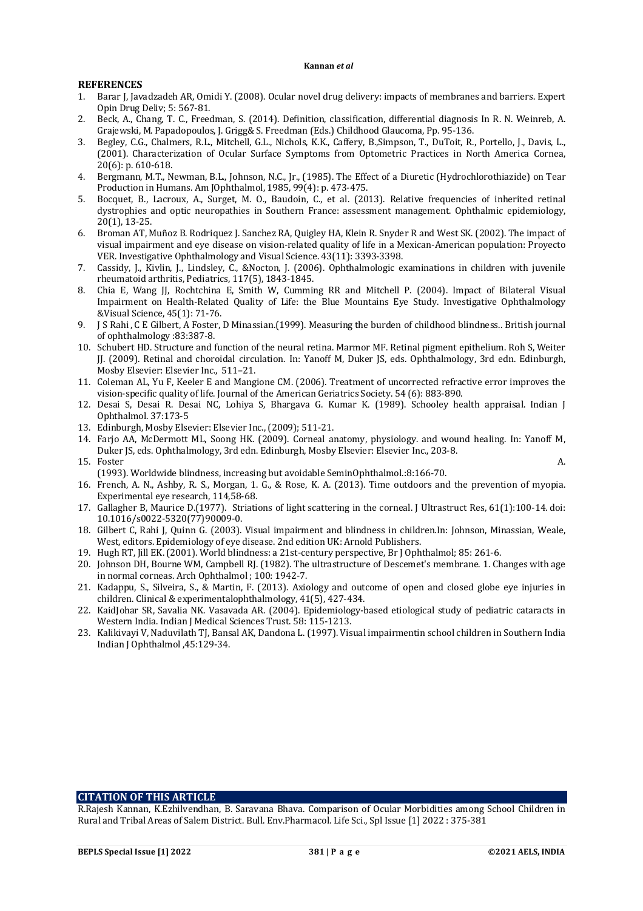## REFERENCES

1. Barar J, Javadzadeh AR, Omidi Y. (2008). Ocular novel drug delivery: impacts of membranes and barriers. Expert Opin Drug Deliv; 5: 567-81.
2. Beck, A., Chang, T. C., Freedman, S. (2014). Definition, classification, differential diagnosis In R. N. Weinreb, A. Grajewski, M. Papadopoulos, J. Grigg& S. Freedman (Eds.) Childhood Glaucoma, Pp. 95-136.
3. Begley, C.G., Chalmers, R.L., Mitchell, G.L., Nichols, K.K., Caffery, B.,Simpson, T., DuToit, R., Portello, J., Davis, L., (2001). Characterization of Ocular Surface Symptoms from Optometric Practices in North America Cornea, 20(6): p. 610-618.
4. Bergmann, M.T., Newman, B.L., Johnson, N.C., Jr., (1985). The Effect of a Diuretic (Hydrochlorothiazide) on Tear Production in Humans. Am JOphthalmol, 1985, 99(4): p. 473-475.
5. Bocquet, B., Lacroux, A., Surget, M. O., Baudoin, C., et al. (2013). Relative frequencies of inherited retinal dystrophies and optic neuropathies in Southern France: assessment management. Ophthalmic epidemiology, 20(1), 13-25.
6. Broman AT, Muñoz B. Rodriquez J. Sanchez RA, Quigley HA, Klein R. Snyder R and West SK. (2002). The impact of visual impairment and eye disease on vision-related quality of life in a Mexican-American population: Proyecto VER. Investigative Ophthalmology and Visual Science. 43(11): 3393-3398.
7. Cassidy, J., Kivlin, J., Lindsley, C., &Nocton, J. (2006). Ophthalmologic examinations in children with juvenile rheumatoid arthritis, Pediatrics, 117(5), 1843-1845.
8. Chia E, Wang JJ, Rochtchina E, Smith W, Cumming RR and Mitchell P. (2004). Impact of Bilateral Visual Impairment on Health-Related Quality of Life: the Blue Mountains Eye Study. Investigative Ophthalmology &Visual Science, 45(1): 71-76.
9. J S Rahi , C E Gilbert, A Foster, D Minassian.(1999). Measuring the burden of childhood blindness.. British journal of ophthalmology :83:387-8.
10. Schubert HD. Structure and function of the neural retina. Marmor MF. Retinal pigment epithelium. Roh S, Weiter JJ. (2009). Retinal and choroidal circulation. In: Yanoff M, Duker JS, eds. Ophthalmology, 3rd edn. Edinburgh, Mosby Elsevier: Elsevier Inc., 511–21.
11. Coleman AL, Yu F, Keeler E and Mangione CM. (2006). Treatment of uncorrected refractive error improves the vision-specific quality of life. Journal of the American Geriatrics Society. 54 (6): 883-890.
12. Desai S, Desai R. Desai NC, Lohiya S, Bhargava G. Kumar K. (1989). Schooley health appraisal. Indian J Ophthalmol. 37:173-5
13. Edinburgh, Mosby Elsevier: Elsevier Inc., (2009); 511-21.
14. Farjo AA, McDermott ML, Soong HK. (2009). Corneal anatomy, physiology. and wound healing. In: Yanoff M, Duker JS, eds. Ophthalmology, 3rd edn. Edinburgh, Mosby Elsevier: Elsevier Inc., 203-8.
15. Foster A. (1993). Worldwide blindness, increasing but avoidable SeminOphthalmol.:8:166-70.
16. French, A. N., Ashby, R. S., Morgan, 1. G., & Rose, K. A. (2013). Time outdoors and the prevention of myopia. Experimental eye research, 114,58-68.
17. Gallagher B, Maurice D.(1977). Striations of light scattering in the corneal. J Ultrastruct Res, 61(1):100-14. doi: 10.1016/s0022-5320(77)90009-0.
18. Gilbert C, Rahi J, Quinn G. (2003). Visual impairment and blindness in children.In: Johnson, Minassian, Weale, West, editors. Epidemiology of eye disease. 2nd edition UK: Arnold Publishers.
19. Hugh RT, Jill EK. (2001). World blindness: a 21st-century perspective, Br J Ophthalmol; 85: 261-6.
20. Johnson DH, Bourne WM, Campbell RJ. (1982). The ultrastructure of Descemet's membrane. 1. Changes with age in normal corneas. Arch Ophthalmol ; 100: 1942-7.
21. Kadappu, S., Silveira, S., & Martin, F. (2013). Axiology and outcome of open and closed globe eye injuries in children. Clinical & experimentalophthalmology, 41(5), 427-434.
22. KaidJohar SR, Savalia NK. Vasavada AR. (2004). Epidemiology-based etiological study of pediatric cataracts in Western India. Indian J Medical Sciences Trust. 58: 115-1213.
23. Kalikivayi V, Naduvilath TJ, Bansal AK, Dandona L. (1997). Visual impairmentin school children in Southern India Indian J Ophthalmol ,45:129-34.

## CITATION OF THIS ARTICLE

R.Rajesh Kannan, K.Ezhilvendhan, B. Saravana Bhava. Comparison of Ocular Morbidities among School Children in Rural and Tribal Areas of Salem District. Bull. Env.Pharmacol. Life Sci., Spl Issue [1] 2022 : 375-381